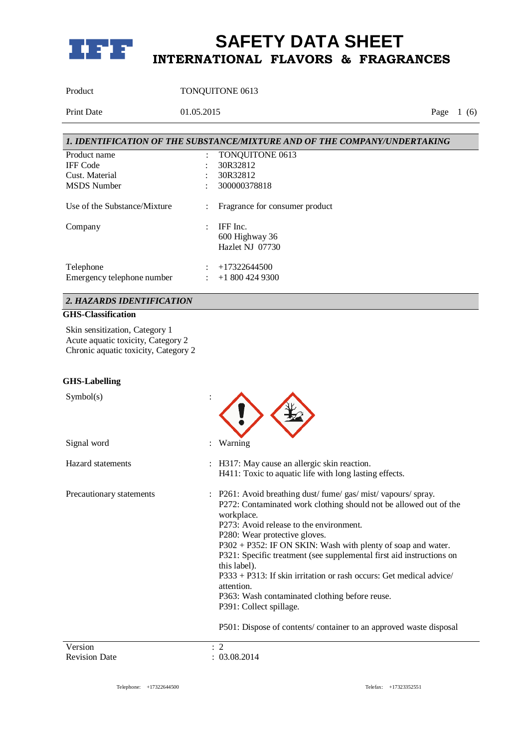# SAFETY DATA SHEET
## INTERNATIONAL FLAVORS & FRAGRANCES

Product: TONQUITONE 0613

Print Date: 01.05.2015

## *1. IDENTIFICATION OF THE SUBSTANCE/MIXTURE AND OF THE COMPANY/UNDERTAKING*

| | | |
|---|---|---|
| Product name | : | TONQUITONE 0613 |
| IFF Code | : | 30R32812 |
| Cust. Material | : | 30R32812 |
| MSDS Number | : | 300000378818 |
| Use of the Substance/Mixture | : | Fragrance for consumer product |
| Company | : | IFF Inc.<br>600 Highway 36<br>Hazlet NJ 07730 |
| Telephone | : | +17322644500 |
| Emergency telephone number | : | +1 800 424 9300 |

## *2. HAZARDS IDENTIFICATION*

**GHS-Classification**

Skin sensitization, Category 1
Acute aquatic toxicity, Category 2
Chronic aquatic toxicity, Category 2

**GHS-Labelling**

Symbol(s) :

Signal word : Warning

Hazard statements :
H317: May cause an allergic skin reaction.
H411: Toxic to aquatic life with long lasting effects.

Precautionary statements :
P261: Avoid breathing dust/ fume/ gas/ mist/ vapours/ spray.
P272: Contaminated work clothing should not be allowed out of the workplace.
P273: Avoid release to the environment.
P280: Wear protective gloves.
P302 + P352: IF ON SKIN: Wash with plenty of soap and water.
P321: Specific treatment (see supplemental first aid instructions on this label).
P333 + P313: If skin irritation or rash occurs: Get medical advice/ attention.
P363: Wash contaminated clothing before reuse.
P391: Collect spillage.

P501: Dispose of contents/ container to an approved waste disposal

Version : 2
Revision Date : 03.08.2014

Telephone: +17322644500 Telefax: +17323352551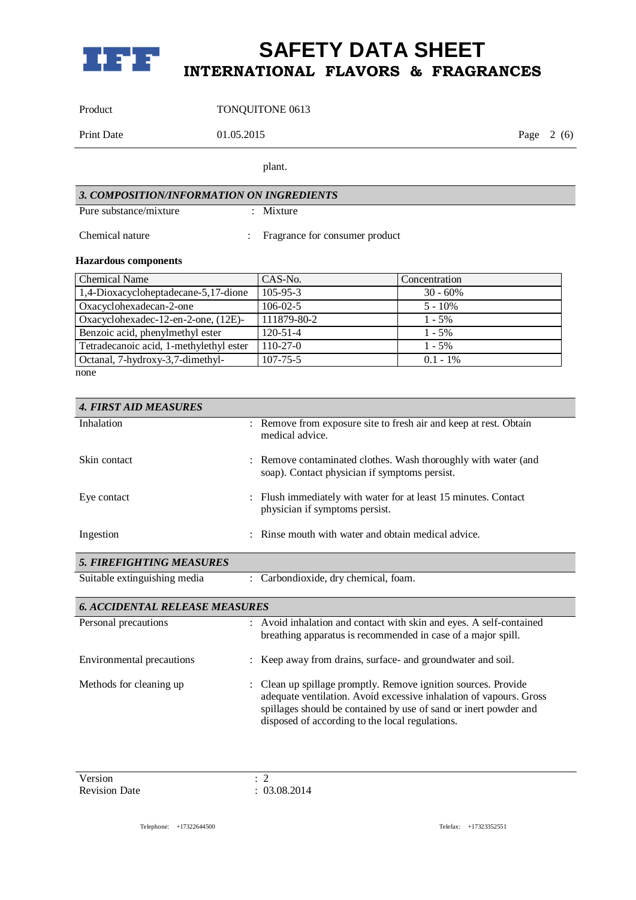plant.

## 3. COMPOSITION/INFORMATION ON INGREDIENTS

Pure substance/mixture : Mixture

Chemical nature : Fragrance for consumer product

**Hazardous components**

| Chemical Name | CAS-No. | Concentration |
|---|---|---|
| 1,4-Dioxacycloheptadecane-5,17-dione | 105-95-3 | 30 - 60% |
| Oxacyclohexadecan-2-one | 106-02-5 | 5 - 10% |
| Oxacyclohexadec-12-en-2-one, (12E)- | 111879-80-2 | 1 - 5% |
| Benzoic acid, phenylmethyl ester | 120-51-4 | 1 - 5% |
| Tetradecanoic acid, 1-methylethyl ester | 110-27-0 | 1 - 5% |
| Octanal, 7-hydroxy-3,7-dimethyl- | 107-75-5 | 0.1 - 1% |

none

## 4. FIRST AID MEASURES

Inhalation : Remove from exposure site to fresh air and keep at rest. Obtain medical advice.

Skin contact : Remove contaminated clothes. Wash thoroughly with water (and soap). Contact physician if symptoms persist.

Eye contact : Flush immediately with water for at least 15 minutes. Contact physician if symptoms persist.

Ingestion : Rinse mouth with water and obtain medical advice.

## 5. FIREFIGHTING MEASURES

Suitable extinguishing media : Carbondioxide, dry chemical, foam.

## 6. ACCIDENTAL RELEASE MEASURES

Personal precautions : Avoid inhalation and contact with skin and eyes. A self-contained breathing apparatus is recommended in case of a major spill.

Environmental precautions : Keep away from drains, surface- and groundwater and soil.

Methods for cleaning up : Clean up spillage promptly. Remove ignition sources. Provide adequate ventilation. Avoid excessive inhalation of vapours. Gross spillages should be contained by use of sand or inert powder and disposed of according to the local regulations.

Version : 2
Revision Date : 03.08.2014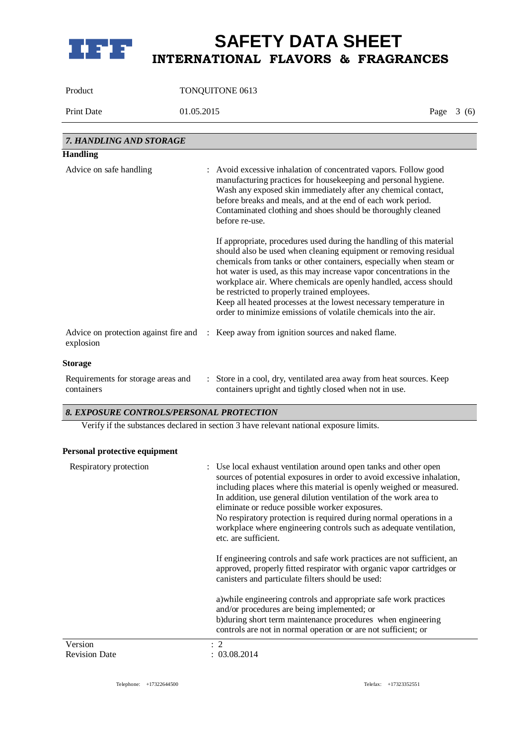## 7. HANDLING AND STORAGE

### Handling

Advice on safe handling : Avoid excessive inhalation of concentrated vapors. Follow good manufacturing practices for housekeeping and personal hygiene. Wash any exposed skin immediately after any chemical contact, before breaks and meals, and at the end of each work period. Contaminated clothing and shoes should be thoroughly cleaned before re-use.

If appropriate, procedures used during the handling of this material should also be used when cleaning equipment or removing residual chemicals from tanks or other containers, especially when steam or hot water is used, as this may increase vapor concentrations in the workplace air. Where chemicals are openly handled, access should be restricted to properly trained employees.
Keep all heated processes at the lowest necessary temperature in order to minimize emissions of volatile chemicals into the air.

Advice on protection against fire and explosion : Keep away from ignition sources and naked flame.

### Storage

Requirements for storage areas and containers : Store in a cool, dry, ventilated area away from heat sources. Keep containers upright and tightly closed when not in use.

## 8. EXPOSURE CONTROLS/PERSONAL PROTECTION

Verify if the substances declared in section 3 have relevant national exposure limits.

### Personal protective equipment

Respiratory protection : Use local exhaust ventilation around open tanks and other open sources of potential exposures in order to avoid excessive inhalation, including places where this material is openly weighed or measured. In addition, use general dilution ventilation of the work area to eliminate or reduce possible worker exposures.
No respiratory protection is required during normal operations in a workplace where engineering controls such as adequate ventilation, etc. are sufficient.

If engineering controls and safe work practices are not sufficient, an approved, properly fitted respirator with organic vapor cartridges or canisters and particulate filters should be used:

a)while engineering controls and appropriate safe work practices and/or procedures are being implemented; or
b)during short term maintenance procedures when engineering controls are not in normal operation or are not sufficient; or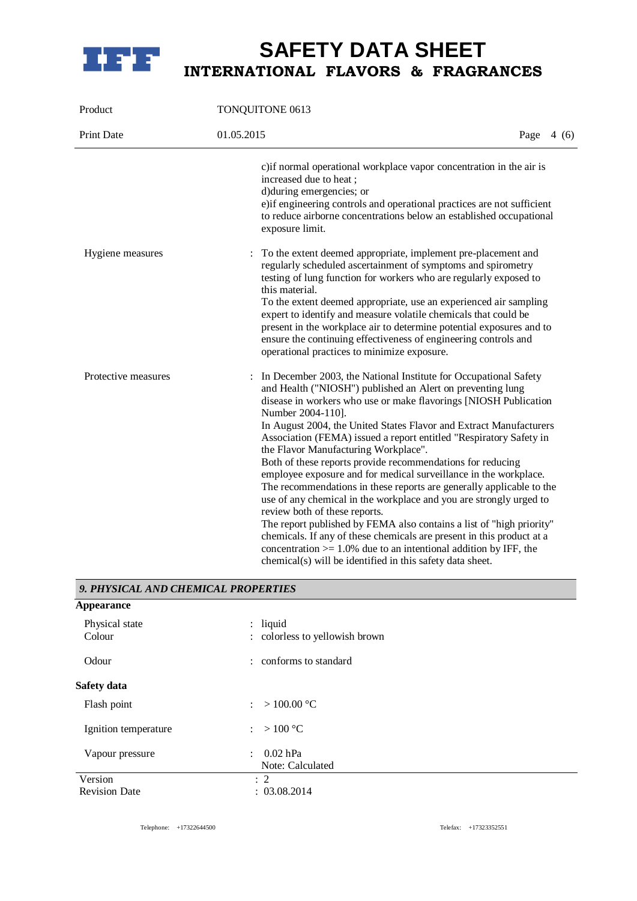c)if normal operational workplace vapor concentration in the air is increased due to heat ;
d)during emergencies; or
e)if engineering controls and operational practices are not sufficient to reduce airborne concentrations below an established occupational exposure limit.

Hygiene measures : To the extent deemed appropriate, implement pre-placement and regularly scheduled ascertainment of symptoms and spirometry testing of lung function for workers who are regularly exposed to this material.
To the extent deemed appropriate, use an experienced air sampling expert to identify and measure volatile chemicals that could be present in the workplace air to determine potential exposures and to ensure the continuing effectiveness of engineering controls and operational practices to minimize exposure.

Protective measures : In December 2003, the National Institute for Occupational Safety and Health ("NIOSH") published an Alert on preventing lung disease in workers who use or make flavorings [NIOSH Publication Number 2004-110].
In August 2004, the United States Flavor and Extract Manufacturers Association (FEMA) issued a report entitled "Respiratory Safety in the Flavor Manufacturing Workplace".
Both of these reports provide recommendations for reducing employee exposure and for medical surveillance in the workplace.
The recommendations in these reports are generally applicable to the use of any chemical in the workplace and you are strongly urged to review both of these reports.
The report published by FEMA also contains a list of "high priority" chemicals. If any of these chemicals are present in this product at a concentration >= 1.0% due to an intentional addition by IFF, the chemical(s) will be identified in this safety data sheet.

## *9. PHYSICAL AND CHEMICAL PROPERTIES*

**Appearance**

Physical state : liquid
Colour : colorless to yellowish brown

Odour : conforms to standard

**Safety data**

Flash point : > 100.00 °C

Ignition temperature : > 100 °C

Vapour pressure : 0.02 hPa
Note: Calculated

Version : 2
Revision Date : 03.08.2014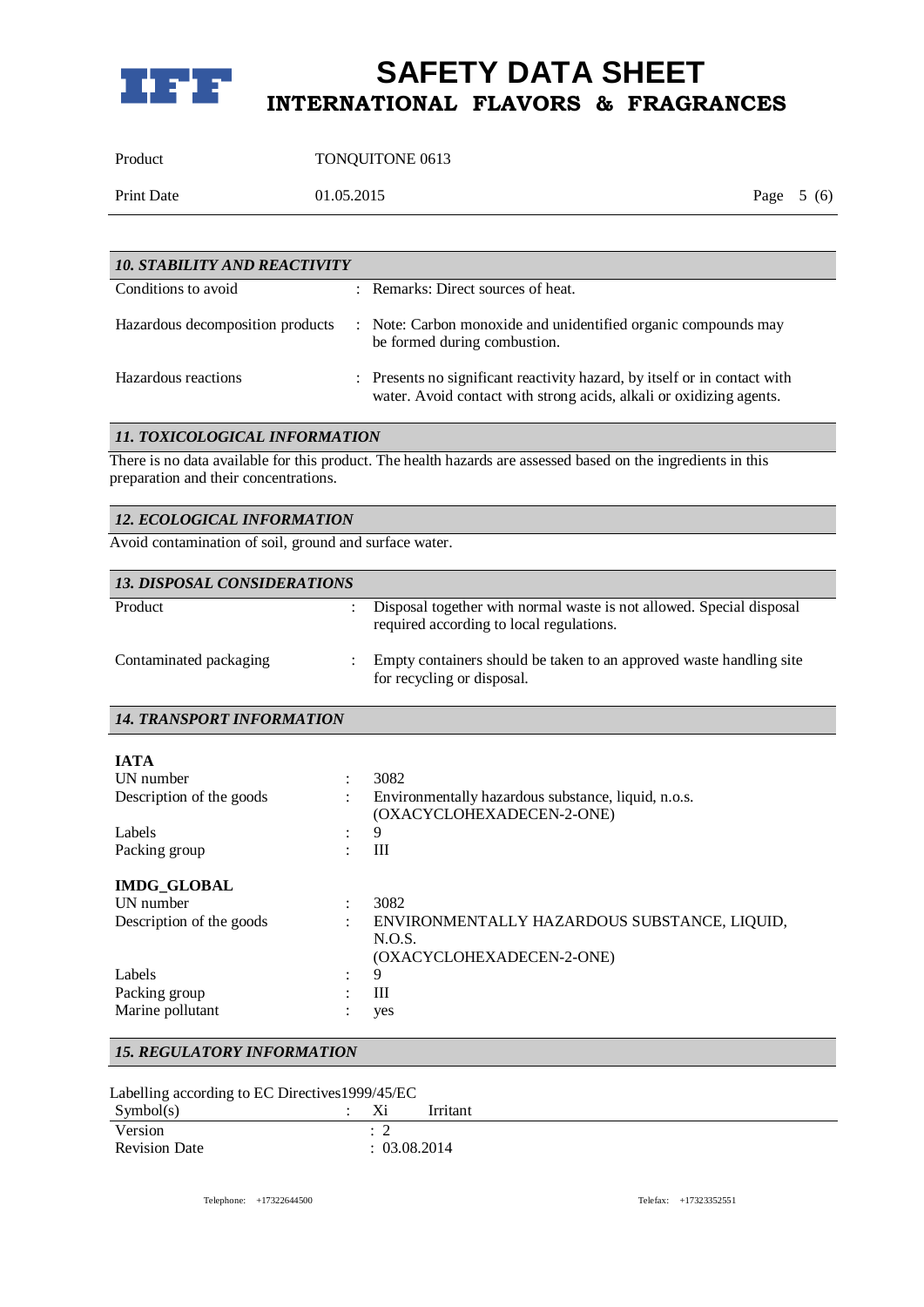## *10. STABILITY AND REACTIVITY*

| | | |
|---|---|---|
| Conditions to avoid | : | Remarks: Direct sources of heat. |
| Hazardous decomposition products | : | Note: Carbon monoxide and unidentified organic compounds may be formed during combustion. |
| Hazardous reactions | : | Presents no significant reactivity hazard, by itself or in contact with water. Avoid contact with strong acids, alkali or oxidizing agents. |

## *11. TOXICOLOGICAL INFORMATION*

There is no data available for this product. The health hazards are assessed based on the ingredients in this preparation and their concentrations.

## *12. ECOLOGICAL INFORMATION*

Avoid contamination of soil, ground and surface water.

## *13. DISPOSAL CONSIDERATIONS*

| | | |
|---|---|---|
| Product | : | Disposal together with normal waste is not allowed. Special disposal required according to local regulations. |
| Contaminated packaging | : | Empty containers should be taken to an approved waste handling site for recycling or disposal. |

## *14. TRANSPORT INFORMATION*

**IATA**

| | | |
|---|---|---|
| UN number | : | 3082 |
| Description of the goods | : | Environmentally hazardous substance, liquid, n.o.s. (OXACYCLOHEXADECEN-2-ONE) |
| Labels | : | 9 |
| Packing group | : | III |

**IMDG_GLOBAL**

| | | |
|---|---|---|
| UN number | : | 3082 |
| Description of the goods | : | ENVIRONMENTALLY HAZARDOUS SUBSTANCE, LIQUID, N.O.S. (OXACYCLOHEXADECEN-2-ONE) |
| Labels | : | 9 |
| Packing group | : | III |
| Marine pollutant | : | yes |

## *15. REGULATORY INFORMATION*

Labelling according to EC Directives1999/45/EC

| | | |
|---|---|---|
| Symbol(s) | : | Xi Irritant |

Version : 2
Revision Date : 03.08.2014

Telephone: +17322644500 Telefax: +17323352551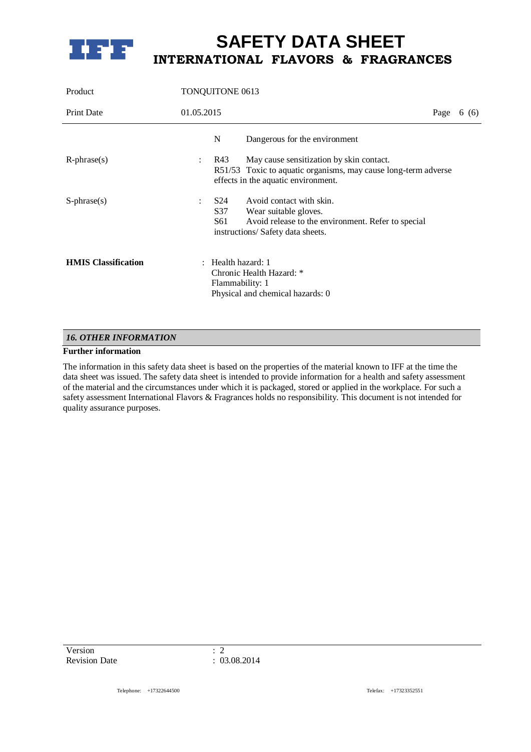| | | |
|---|---|---|
| | | N Dangerous for the environment |
| R-phrase(s) | : | R43 May cause sensitization by skin contact.<br>R51/53 Toxic to aquatic organisms, may cause long-term adverse effects in the aquatic environment. |
| S-phrase(s) | : | S24 Avoid contact with skin.<br>S37 Wear suitable gloves.<br>S61 Avoid release to the environment. Refer to special instructions/ Safety data sheets. |
| **HMIS Classification** | : | Health hazard: 1<br>Chronic Health Hazard: *<br>Flammability: 1<br>Physical and chemical hazards: 0 |

## *16. OTHER INFORMATION*

**Further information**

The information in this safety data sheet is based on the properties of the material known to IFF at the time the data sheet was issued. The safety data sheet is intended to provide information for a health and safety assessment of the material and the circumstances under which it is packaged, stored or applied in the workplace. For such a safety assessment International Flavors & Fragrances holds no responsibility. This document is not intended for quality assurance purposes.

Version : 2
Revision Date : 03.08.2014

Telephone: +17322644500 Telefax: +17323352551